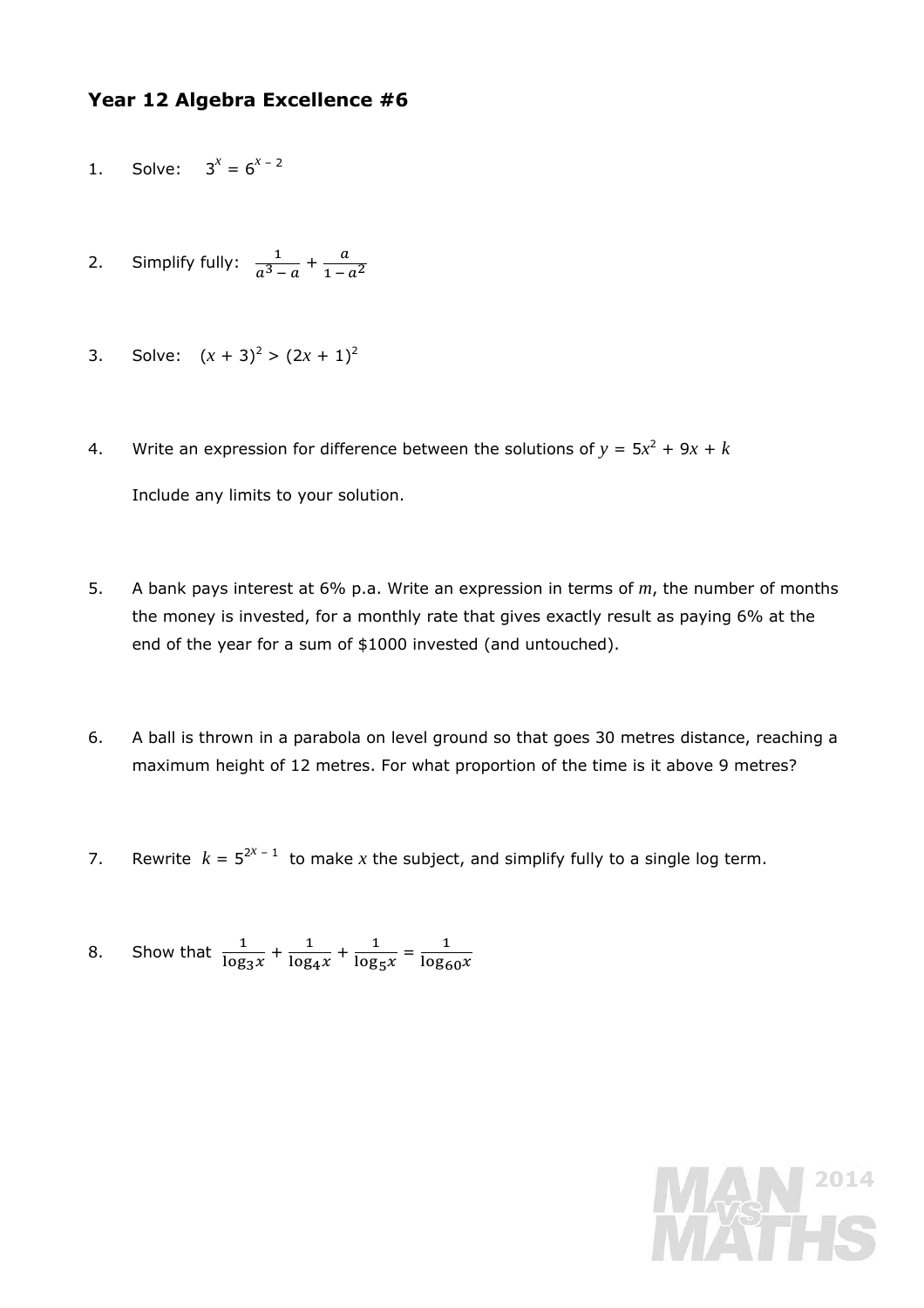# Year 12 Algebra Excellence #6

1. Solve: $3^x = 6^{x-2}$

2. Simplify fully: $\frac{1}{a^3 - a} + \frac{a}{1 - a^2}$

3. Solve: $(x + 3)^2 > (2x + 1)^2$

4. Write an expression for difference between the solutions of $y = 5x^2 + 9x + k$

   Include any limits to your solution.

5. A bank pays interest at 6% p.a. Write an expression in terms of $m$, the number of months the money is invested, for a monthly rate that gives exactly result as paying 6% at the end of the year for a sum of $1000 invested (and untouched).

6. A ball is thrown in a parabola on level ground so that goes 30 metres distance, reaching a maximum height of 12 metres. For what proportion of the time is it above 9 metres?

7. Rewrite $k = 5^{2x-1}$ to make $x$ the subject, and simplify fully to a single log term.

8. Show that $\frac{1}{\log_3 x} + \frac{1}{\log_4 x} + \frac{1}{\log_5 x} = \frac{1}{\log_{60} x}$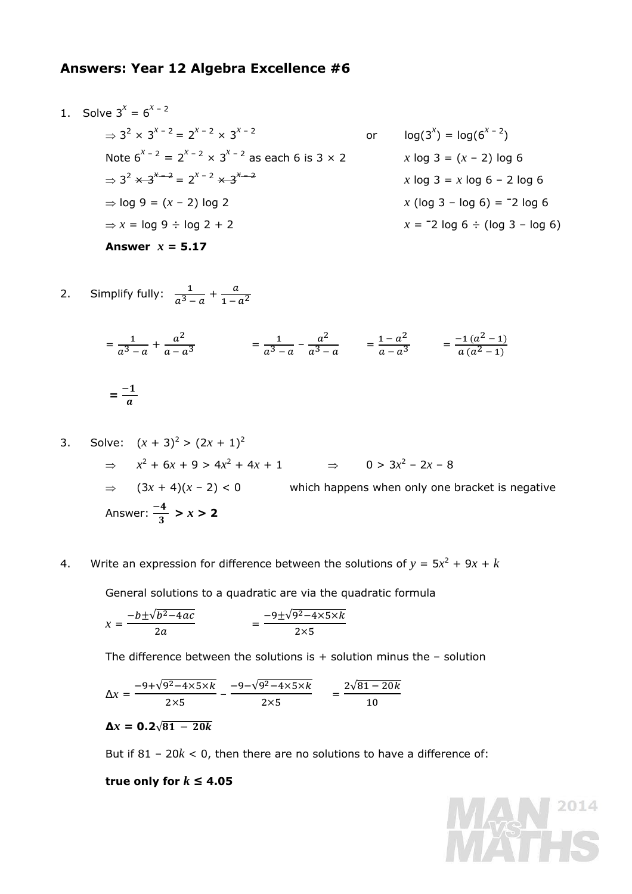## Answers: Year 12 Algebra Excellence #6

1. Solve $3^x = 6^{x-2}$

$\Rightarrow 3^2 \times 3^{x-2} = 2^{x-2} \times 3^{x-2}$

Note $6^{x-2} = 2^{x-2} \times 3^{x-2}$ as each 6 is 3 × 2

$\Rightarrow 3^2 \cancel{\times 3^{x-2}} = 2^{x-2} \cancel{\times 3^{x-2}}$

$\Rightarrow \log 9 = (x-2) \log 2$

$\Rightarrow x = \log 9 \div \log 2 + 2$

or

$\log(3^x) = \log(6^{x-2})$

$x \log 3 = (x-2) \log 6$

$x \log 3 = x \log 6 - 2 \log 6$

$x (\log 3 - \log 6) = {}^-2 \log 6$

$x = {}^-2 \log 6 \div (\log 3 - \log 6)$

**Answer $x = 5.17$**

2. Simplify fully: $\frac{1}{a^3 - a} + \frac{a}{1 - a^2}$

$= \frac{1}{a^3 - a} + \frac{a^2}{a - a^3}$ $\quad = \frac{1}{a^3 - a} - \frac{a^2}{a^3 - a}$ $\quad = \frac{1 - a^2}{a - a^3}$ $\quad = \frac{-1\,(a^2 - 1)}{a\,(a^2 - 1)}$

$= \mathbf{\frac{-1}{a}}$

3. Solve: $(x + 3)^2 > (2x + 1)^2$

$\Rightarrow \quad x^2 + 6x + 9 > 4x^2 + 4x + 1 \quad \Rightarrow \quad 0 > 3x^2 - 2x - 8$

$\Rightarrow \quad (3x + 4)(x - 2) < 0$ which happens when only one bracket is negative

Answer: $\mathbf{\frac{-4}{3} > x > 2}$

4. Write an expression for difference between the solutions of $y = 5x^2 + 9x + k$

General solutions to a quadratic are via the quadratic formula

$x = \frac{-b \pm \sqrt{b^2 - 4ac}}{2a} \qquad = \frac{-9 \pm \sqrt{9^2 - 4 \times 5 \times k}}{2 \times 5}$

The difference between the solutions is + solution minus the – solution

$\Delta x = \frac{-9 + \sqrt{9^2 - 4 \times 5 \times k}}{2 \times 5} - \frac{-9 - \sqrt{9^2 - 4 \times 5 \times k}}{2 \times 5} \quad = \frac{2\sqrt{81 - 20k}}{10}$

$\mathbf{\Delta x = 0.2\sqrt{81 - 20k}}$

But if $81 - 20k < 0$, then there are no solutions to have a difference of:

**true only for $k \leq 4.05$**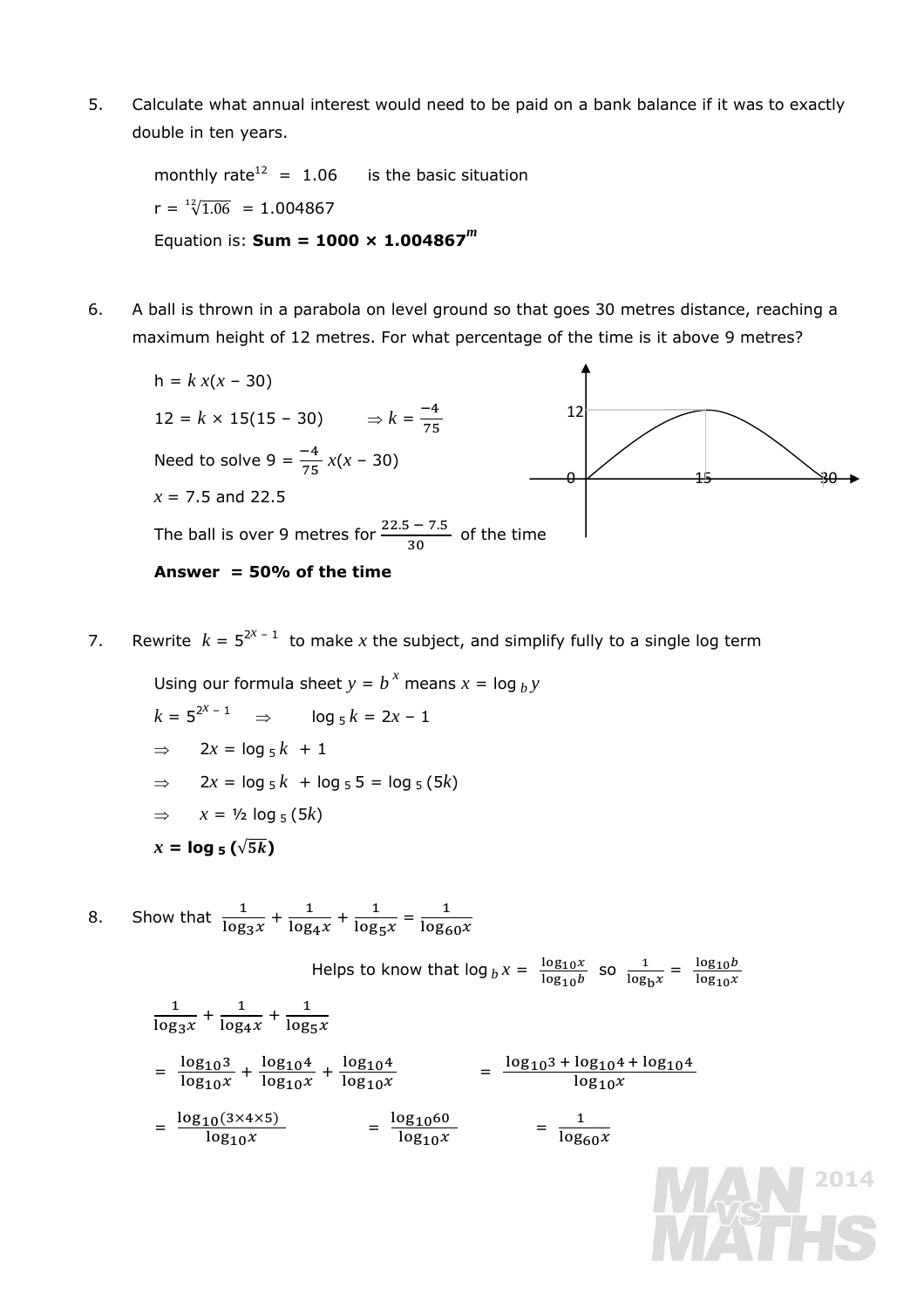5. Calculate what annual interest would need to be paid on a bank balance if it was to exactly double in ten years.

   monthly rate$^{12}$ = 1.06 is the basic situation

   r = $\sqrt[12]{1.06}$ = 1.004867

   Equation is: **Sum = 1000 × 1.004867$^{m}$**

6. A ball is thrown in a parabola on level ground so that goes 30 metres distance, reaching a maximum height of 12 metres. For what percentage of the time is it above 9 metres?

   h = $k\,x(x - 30)$

   12 = $k$ × 15(15 − 30) $\Rightarrow k = \frac{-4}{75}$

   Need to solve $9 = \frac{-4}{75}\,x(x - 30)$

   $x$ = 7.5 and 22.5

   The ball is over 9 metres for $\frac{22.5 - 7.5}{30}$ of the time

   **Answer = 50% of the time**

   12

   0

   15

   30

7. Rewrite $k = 5^{2x - 1}$ to make $x$ the subject, and simplify fully to a single log term

   Using our formula sheet $y = b^{x}$ means $x = \log_{b} y$

   $k = 5^{2x - 1} \quad \Rightarrow \quad \log_{5} k = 2x - 1$

   $\Rightarrow \quad 2x = \log_{5} k + 1$

   $\Rightarrow \quad 2x = \log_{5} k + \log_{5} 5 = \log_{5}(5k)$

   $\Rightarrow \quad x = ½ \log_{5}(5k)$

   $\boldsymbol{x = \log_{5}(\sqrt{5k})}$

8. Show that $\frac{1}{\log_{3}x} + \frac{1}{\log_{4}x} + \frac{1}{\log_{5}x} = \frac{1}{\log_{60}x}$

   Helps to know that $\log_{b} x = \frac{\log_{10}x}{\log_{10}b}$ so $\frac{1}{\log_{b}x} = \frac{\log_{10}b}{\log_{10}x}$

   $\frac{1}{\log_{3}x} + \frac{1}{\log_{4}x} + \frac{1}{\log_{5}x}$

   $= \frac{\log_{10}3}{\log_{10}x} + \frac{\log_{10}4}{\log_{10}x} + \frac{\log_{10}4}{\log_{10}x} \qquad = \frac{\log_{10}3 + \log_{10}4 + \log_{10}4}{\log_{10}x}$

   $= \frac{\log_{10}(3\times4\times5)}{\log_{10}x} \qquad = \frac{\log_{10}60}{\log_{10}x} \qquad = \frac{1}{\log_{60}x}$